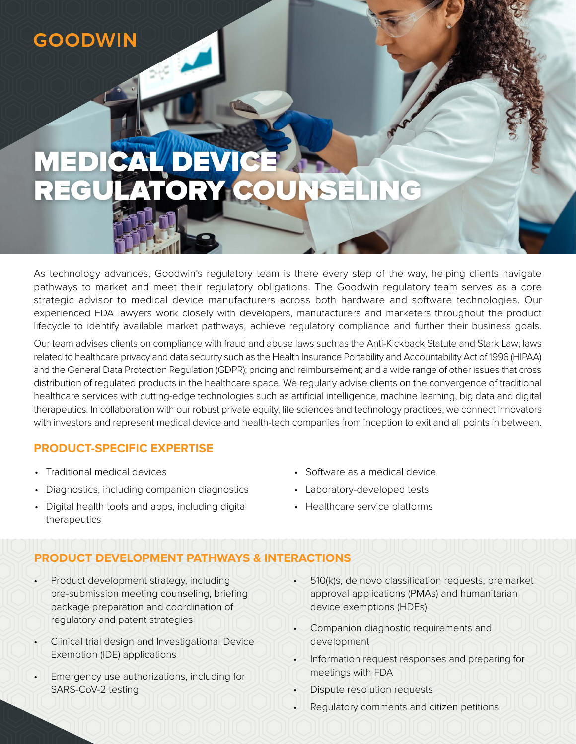GOODWIN

# MEDICAL DEVICE REGULATORY COUNSELING

As technology advances, Goodwin's regulatory team is there every step of the way, helping clients navigate pathways to market and meet their regulatory obligations. The Goodwin regulatory team serves as a core strategic advisor to medical device manufacturers across both hardware and software technologies. Our experienced FDA lawyers work closely with developers, manufacturers and marketers throughout the product lifecycle to identify available market pathways, achieve regulatory compliance and further their business goals.

Our team advises clients on compliance with fraud and abuse laws such as the Anti-Kickback Statute and Stark Law; laws related to healthcare privacy and data security such as the Health Insurance Portability and Accountability Act of 1996 (HIPAA) and the General Data Protection Regulation (GDPR); pricing and reimbursement; and a wide range of other issues that cross distribution of regulated products in the healthcare space. We regularly advise clients on the convergence of traditional healthcare services with cutting-edge technologies such as artificial intelligence, machine learning, big data and digital therapeutics. In collaboration with our robust private equity, life sciences and technology practices, we connect innovators with investors and represent medical device and health-tech companies from inception to exit and all points in between.

## PRODUCT-SPECIFIC EXPERTISE

- Traditional medical devices
- Diagnostics, including companion diagnostics
- Digital health tools and apps, including digital therapeutics
- Software as a medical device
- Laboratory-developed tests
- Healthcare service platforms

## PRODUCT DEVELOPMENT PATHWAYS & INTERACTIONS

- Product development strategy, including pre-submission meeting counseling, briefing package preparation and coordination of regulatory and patent strategies
- Clinical trial design and Investigational Device Exemption (IDE) applications
- Emergency use authorizations, including for SARS-CoV-2 testing
- 510(k)s, de novo classification requests, premarket approval applications (PMAs) and humanitarian device exemptions (HDEs)
- Companion diagnostic requirements and development
- Information request responses and preparing for meetings with FDA
- Dispute resolution requests
- Regulatory comments and citizen petitions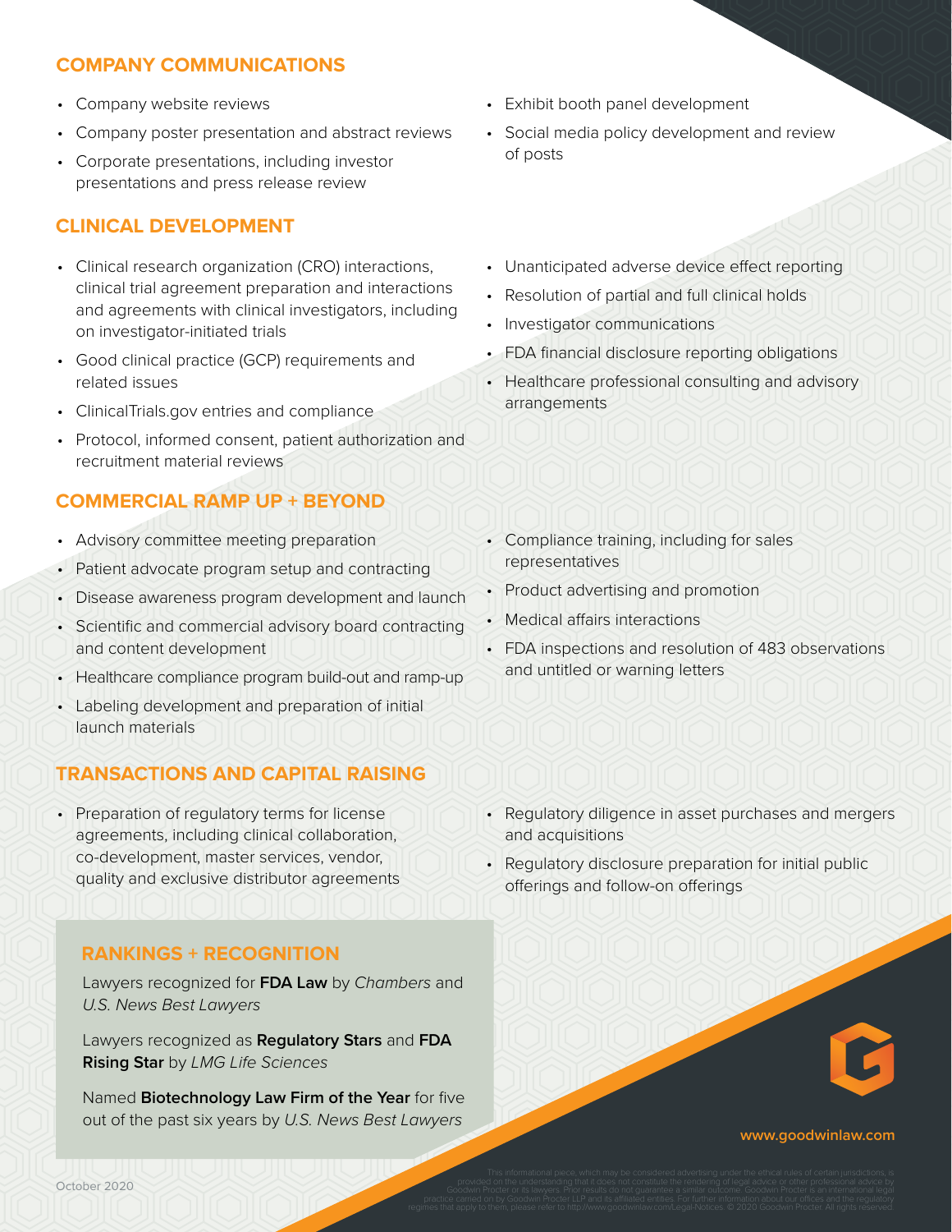## COMPANY COMMUNICATIONS

- Company website reviews
- Company poster presentation and abstract reviews
- Corporate presentations, including investor presentations and press release review
- Exhibit booth panel development
- Social media policy development and review of posts

## CLINICAL DEVELOPMENT

- Clinical research organization (CRO) interactions, clinical trial agreement preparation and interactions and agreements with clinical investigators, including on investigator-initiated trials
- Good clinical practice (GCP) requirements and related issues
- ClinicalTrials.gov entries and compliance
- Protocol, informed consent, patient authorization and recruitment material reviews
- Unanticipated adverse device effect reporting
- Resolution of partial and full clinical holds
- Investigator communications
- FDA financial disclosure reporting obligations
- Healthcare professional consulting and advisory arrangements

## COMMERCIAL RAMP UP + BEYOND

- Advisory committee meeting preparation
- Patient advocate program setup and contracting
- Disease awareness program development and launch
- Scientific and commercial advisory board contracting and content development
- Healthcare compliance program build-out and ramp-up
- Labeling development and preparation of initial launch materials
- Compliance training, including for sales representatives
- Product advertising and promotion
- Medical affairs interactions
- FDA inspections and resolution of 483 observations and untitled or warning letters

## TRANSACTIONS AND CAPITAL RAISING

- Preparation of regulatory terms for license agreements, including clinical collaboration, co-development, master services, vendor, quality and exclusive distributor agreements
- Regulatory diligence in asset purchases and mergers and acquisitions
- Regulatory disclosure preparation for initial public offerings and follow-on offerings

## RANKINGS + RECOGNITION

Lawyers recognized for **FDA Law** by *Chambers* and *U.S. News Best Lawyers*

Lawyers recognized as **Regulatory Stars** and **FDA Rising Star** by *LMG Life Sciences*

Named **Biotechnology Law Firm of the Year** for five out of the past six years by *U.S. News Best Lawyers*

www.goodwinlaw.com

October 2020

This informational piece, which may be considered advertising under the ethical rules of certain jurisdictions, is provided on the understanding that it does not constitute the rendering of legal advice or other professional advice by Goodwin Procter or its lawyers. Prior results do not guarantee a similar outcome. Goodwin Procter is an international legal practice carried on by Goodwin Procter LLP and its affiliated entities. For further information about our offices and the regulatory regimes that apply to them, please refer to http://www.goodwinlaw.com/Legal-Notices. © 2020 Goodwin Procter. All rights reserved.